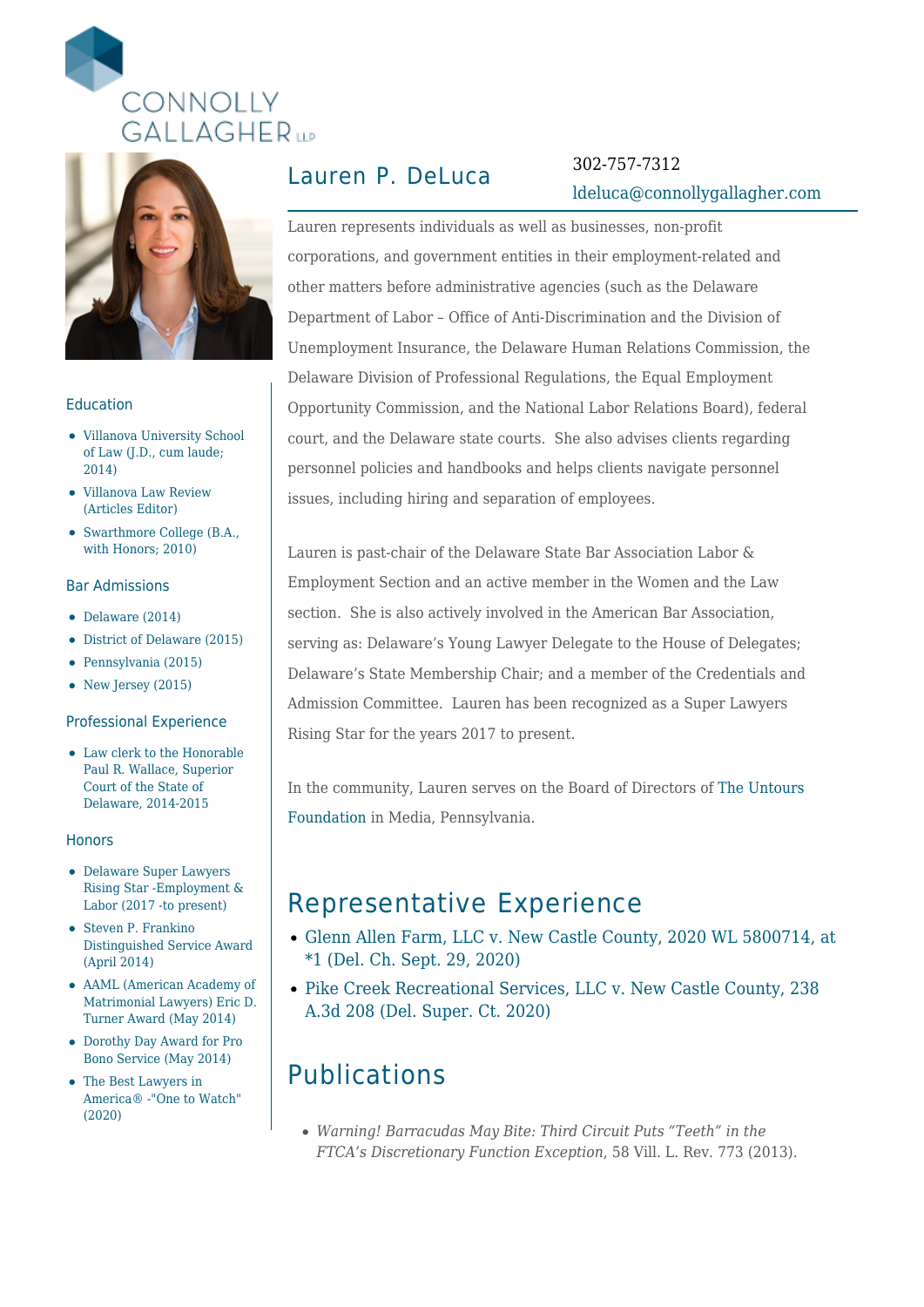CONNOLLY GALLAGHER LLP

# Lauren P. DeLuca

302-757-7312

ldeluca@connollygallagher.com

Lauren represents individuals as well as businesses, non-profit corporations, and government entities in their employment-related and other matters before administrative agencies (such as the Delaware Department of Labor – Office of Anti-Discrimination and the Division of Unemployment Insurance, the Delaware Human Relations Commission, the Delaware Division of Professional Regulations, the Equal Employment Opportunity Commission, and the National Labor Relations Board), federal court, and the Delaware state courts. She also advises clients regarding personnel policies and handbooks and helps clients navigate personnel issues, including hiring and separation of employees.

Lauren is past-chair of the Delaware State Bar Association Labor & Employment Section and an active member in the Women and the Law section. She is also actively involved in the American Bar Association, serving as: Delaware's Young Lawyer Delegate to the House of Delegates; Delaware's State Membership Chair; and a member of the Credentials and Admission Committee. Lauren has been recognized as a Super Lawyers Rising Star for the years 2017 to present.

In the community, Lauren serves on the Board of Directors of The Untours Foundation in Media, Pennsylvania.

## Education

- Villanova University School of Law (J.D., cum laude; 2014)
- Villanova Law Review (Articles Editor)
- Swarthmore College (B.A., with Honors; 2010)

## Bar Admissions

- Delaware (2014)
- District of Delaware (2015)
- Pennsylvania (2015)
- New Jersey (2015)

## Professional Experience

- Law clerk to the Honorable Paul R. Wallace, Superior Court of the State of Delaware, 2014-2015

## Honors

- Delaware Super Lawyers Rising Star -Employment & Labor (2017 -to present)
- Steven P. Frankino Distinguished Service Award (April 2014)
- AAML (American Academy of Matrimonial Lawyers) Eric D. Turner Award (May 2014)
- Dorothy Day Award for Pro Bono Service (May 2014)
- The Best Lawyers in America® -"One to Watch" (2020)

## Representative Experience

- Glenn Allen Farm, LLC v. New Castle County, 2020 WL 5800714, at *1 (Del. Ch. Sept. 29, 2020)
- Pike Creek Recreational Services, LLC v. New Castle County, 238 A.3d 208 (Del. Super. Ct. 2020)

## Publications

- *Warning! Barracudas May Bite: Third Circuit Puts "Teeth" in the FTCA's Discretionary Function Exception*, 58 Vill. L. Rev. 773 (2013).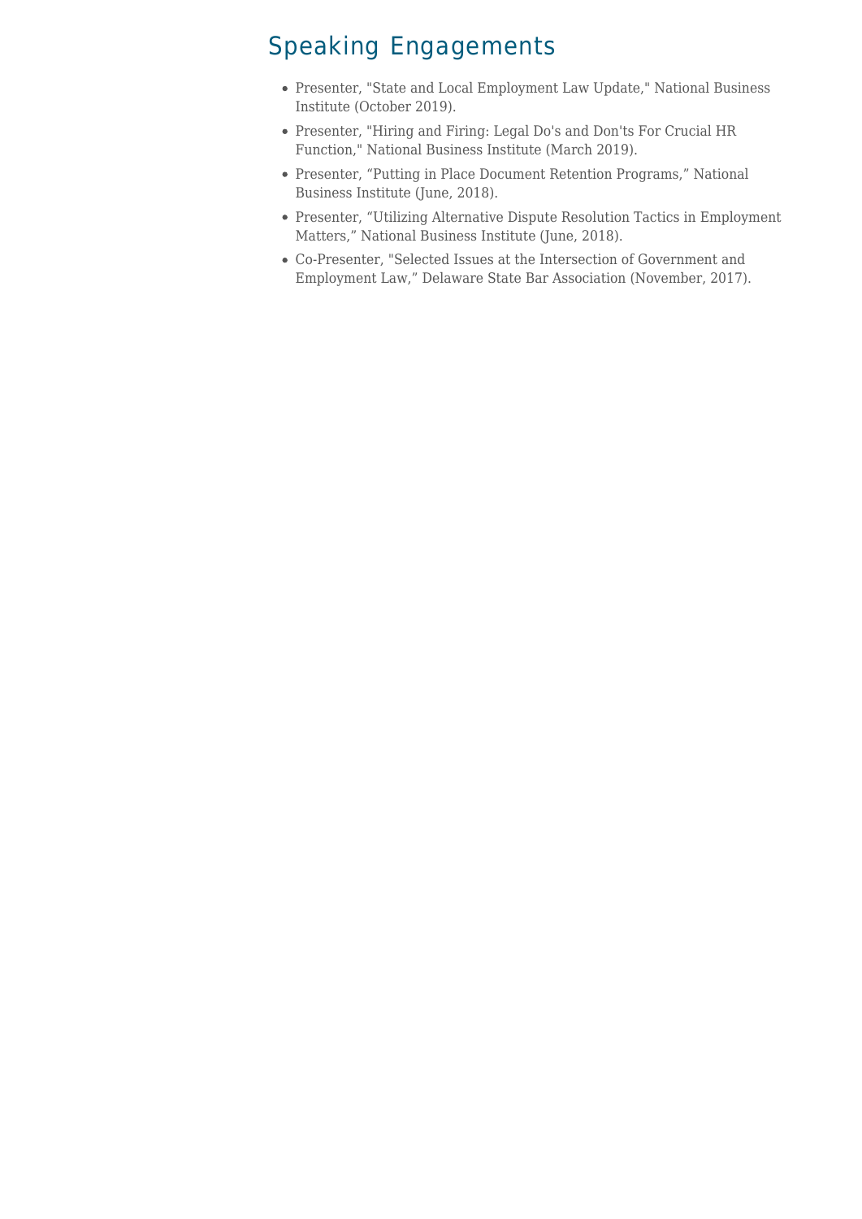## Speaking Engagements

- Presenter, "State and Local Employment Law Update," National Business Institute (October 2019).
- Presenter, "Hiring and Firing: Legal Do's and Don'ts For Crucial HR Function," National Business Institute (March 2019).
- Presenter, “Putting in Place Document Retention Programs,” National Business Institute (June, 2018).
- Presenter, “Utilizing Alternative Dispute Resolution Tactics in Employment Matters,” National Business Institute (June, 2018).
- Co-Presenter, "Selected Issues at the Intersection of Government and Employment Law,” Delaware State Bar Association (November, 2017).